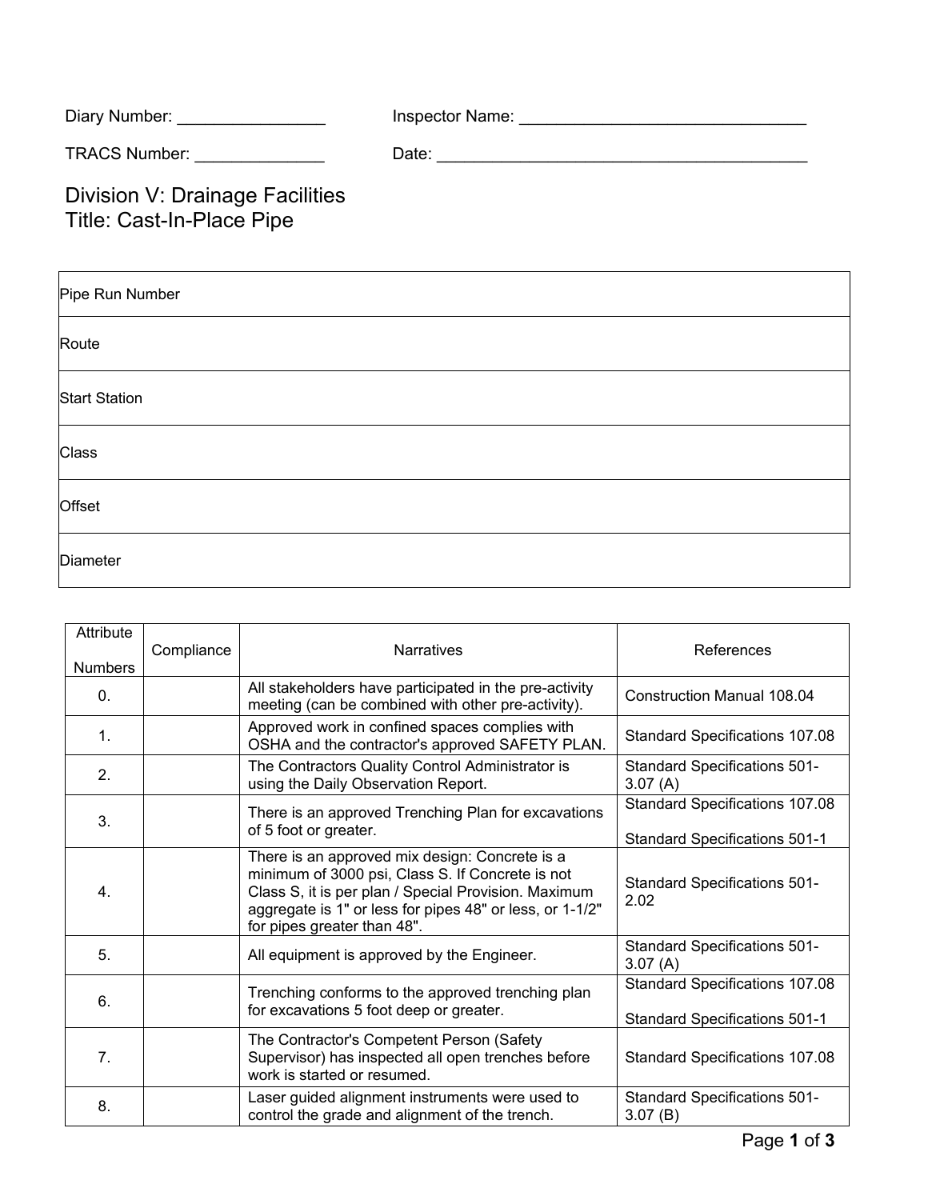Diary Number: ________________ Inspector Name: ________________________________

TRACS Number: ______________ Date: ________________________________________

# Division V: Drainage Facilities
## Title: Cast-In-Place Pipe

| Pipe Run Number | |
|---|---|
| Route | |
| Start Station | |
| Class | |
| Offset | |
| Diameter | |

| Attribute Numbers | Compliance | Narratives | References |
|---|---|---|---|
| 0. | | All stakeholders have participated in the pre-activity meeting (can be combined with other pre-activity). | Construction Manual 108.04 |
| 1. | | Approved work in confined spaces complies with OSHA and the contractor's approved SAFETY PLAN. | Standard Specifications 107.08 |
| 2. | | The Contractors Quality Control Administrator is using the Daily Observation Report. | Standard Specifications 501-3.07 (A) |
| 3. | | There is an approved Trenching Plan for excavations of 5 foot or greater. | Standard Specifications 107.08<br><br>Standard Specifications 501-1 |
| 4. | | There is an approved mix design: Concrete is a minimum of 3000 psi, Class S. If Concrete is not Class S, it is per plan / Special Provision. Maximum aggregate is 1" or less for pipes 48" or less, or 1-1/2" for pipes greater than 48". | Standard Specifications 501-2.02 |
| 5. | | All equipment is approved by the Engineer. | Standard Specifications 501-3.07 (A) |
| 6. | | Trenching conforms to the approved trenching plan for excavations 5 foot deep or greater. | Standard Specifications 107.08<br><br>Standard Specifications 501-1 |
| 7. | | The Contractor's Competent Person (Safety Supervisor) has inspected all open trenches before work is started or resumed. | Standard Specifications 107.08 |
| 8. | | Laser guided alignment instruments were used to control the grade and alignment of the trench. | Standard Specifications 501-3.07 (B) |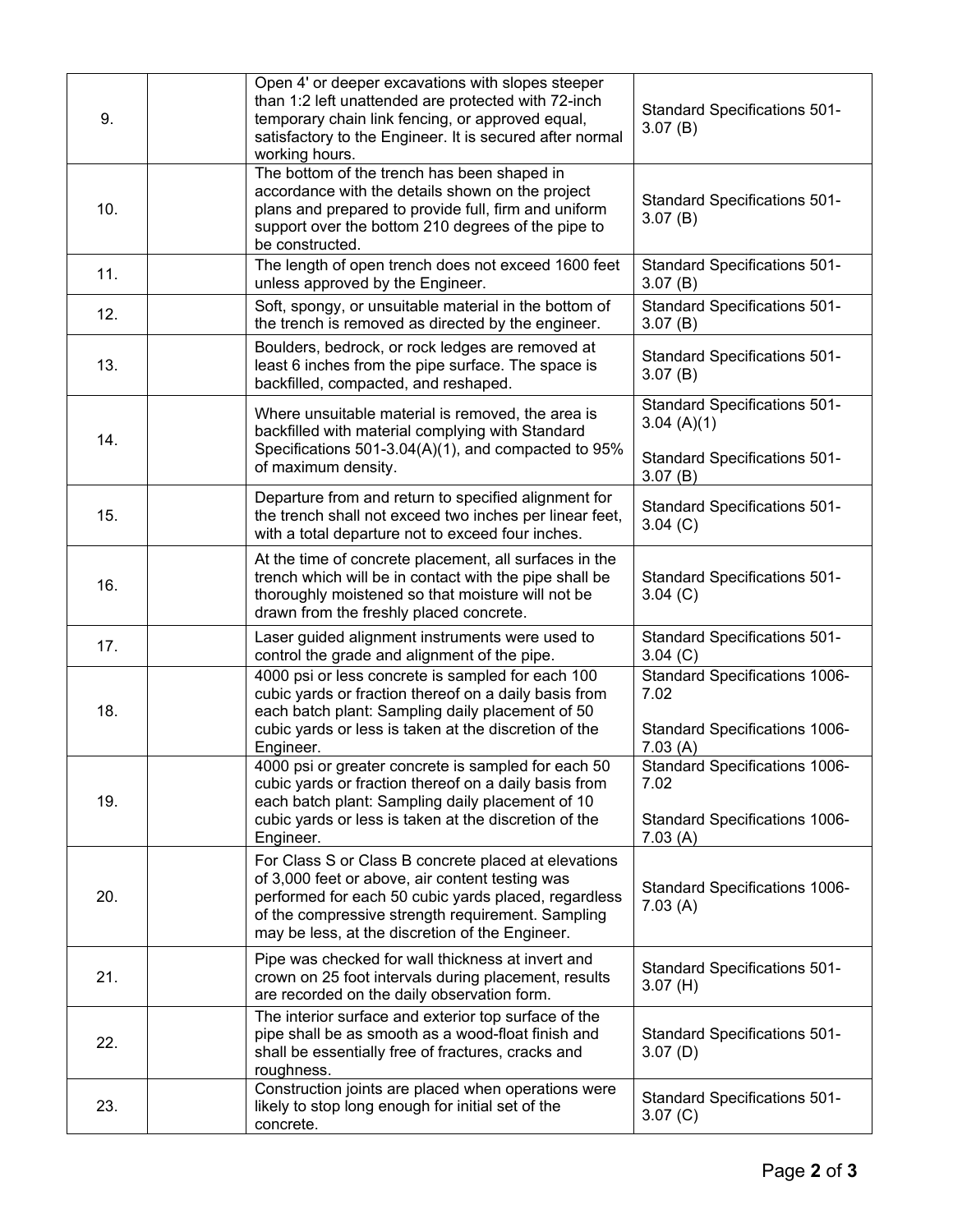| | | | |
|---|---|---|---|
| 9. | | Open 4' or deeper excavations with slopes steeper than 1:2 left unattended are protected with 72-inch temporary chain link fencing, or approved equal, satisfactory to the Engineer. It is secured after normal working hours. | Standard Specifications 501-3.07 (B) |
| 10. | | The bottom of the trench has been shaped in accordance with the details shown on the project plans and prepared to provide full, firm and uniform support over the bottom 210 degrees of the pipe to be constructed. | Standard Specifications 501-3.07 (B) |
| 11. | | The length of open trench does not exceed 1600 feet unless approved by the Engineer. | Standard Specifications 501-3.07 (B) |
| 12. | | Soft, spongy, or unsuitable material in the bottom of the trench is removed as directed by the engineer. | Standard Specifications 501-3.07 (B) |
| 13. | | Boulders, bedrock, or rock ledges are removed at least 6 inches from the pipe surface. The space is backfilled, compacted, and reshaped. | Standard Specifications 501-3.07 (B) |
| 14. | | Where unsuitable material is removed, the area is backfilled with material complying with Standard Specifications 501-3.04(A)(1), and compacted to 95% of maximum density. | Standard Specifications 501-3.04 (A)(1)<br><br>Standard Specifications 501-3.07 (B) |
| 15. | | Departure from and return to specified alignment for the trench shall not exceed two inches per linear feet, with a total departure not to exceed four inches. | Standard Specifications 501-3.04 (C) |
| 16. | | At the time of concrete placement, all surfaces in the trench which will be in contact with the pipe shall be thoroughly moistened so that moisture will not be drawn from the freshly placed concrete. | Standard Specifications 501-3.04 (C) |
| 17. | | Laser guided alignment instruments were used to control the grade and alignment of the pipe. | Standard Specifications 501-3.04 (C) |
| 18. | | 4000 psi or less concrete is sampled for each 100 cubic yards or fraction thereof on a daily basis from each batch plant: Sampling daily placement of 50 cubic yards or less is taken at the discretion of the Engineer. | Standard Specifications 1006-7.02<br><br>Standard Specifications 1006-7.03 (A) |
| 19. | | 4000 psi or greater concrete is sampled for each 50 cubic yards or fraction thereof on a daily basis from each batch plant: Sampling daily placement of 10 cubic yards or less is taken at the discretion of the Engineer. | Standard Specifications 1006-7.02<br><br>Standard Specifications 1006-7.03 (A) |
| 20. | | For Class S or Class B concrete placed at elevations of 3,000 feet or above, air content testing was performed for each 50 cubic yards placed, regardless of the compressive strength requirement. Sampling may be less, at the discretion of the Engineer. | Standard Specifications 1006-7.03 (A) |
| 21. | | Pipe was checked for wall thickness at invert and crown on 25 foot intervals during placement, results are recorded on the daily observation form. | Standard Specifications 501-3.07 (H) |
| 22. | | The interior surface and exterior top surface of the pipe shall be as smooth as a wood-float finish and shall be essentially free of fractures, cracks and roughness. | Standard Specifications 501-3.07 (D) |
| 23. | | Construction joints are placed when operations were likely to stop long enough for initial set of the concrete. | Standard Specifications 501-3.07 (C) |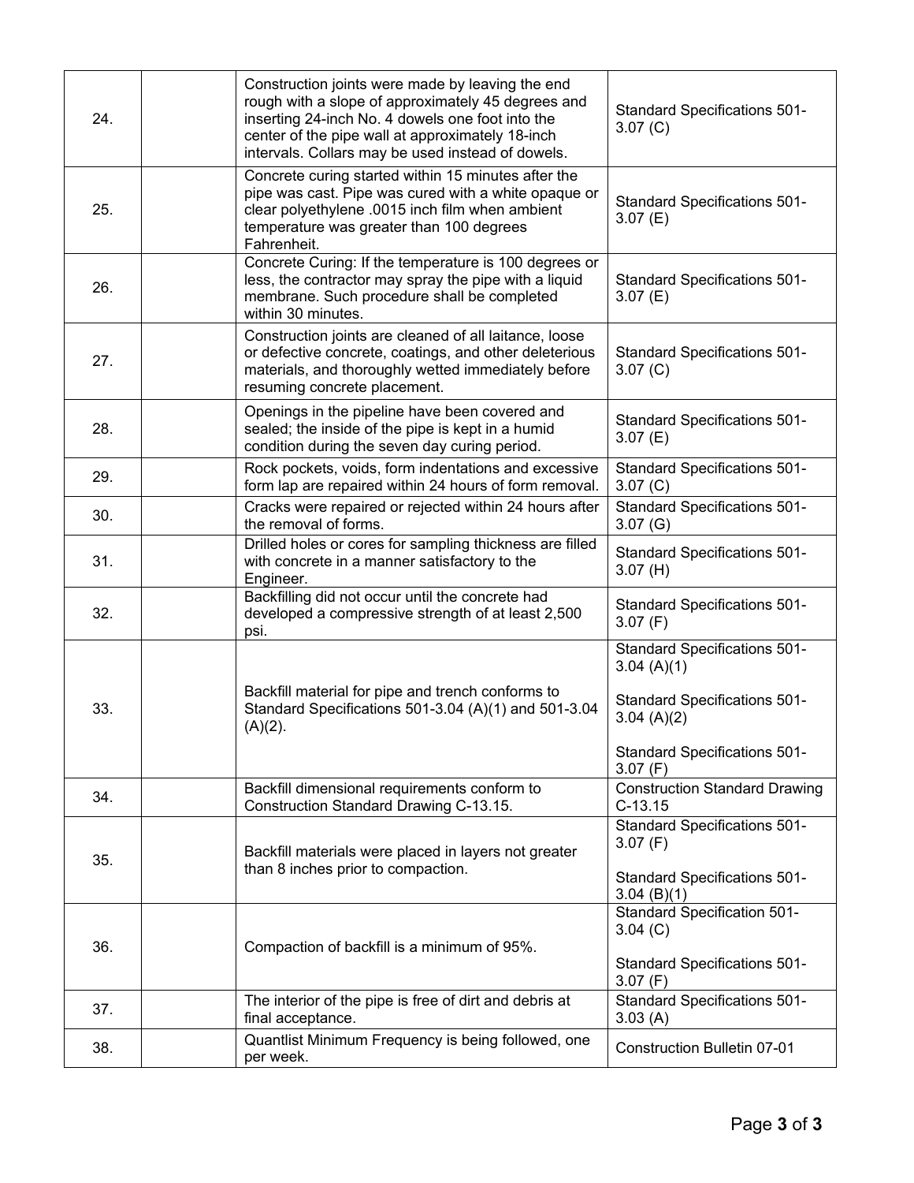| | | | |
|---|---|---|---|
| 24. | | Construction joints were made by leaving the end rough with a slope of approximately 45 degrees and inserting 24-inch No. 4 dowels one foot into the center of the pipe wall at approximately 18-inch intervals. Collars may be used instead of dowels. | Standard Specifications 501-3.07 (C) |
| 25. | | Concrete curing started within 15 minutes after the pipe was cast. Pipe was cured with a white opaque or clear polyethylene .0015 inch film when ambient temperature was greater than 100 degrees Fahrenheit. | Standard Specifications 501-3.07 (E) |
| 26. | | Concrete Curing: If the temperature is 100 degrees or less, the contractor may spray the pipe with a liquid membrane. Such procedure shall be completed within 30 minutes. | Standard Specifications 501-3.07 (E) |
| 27. | | Construction joints are cleaned of all laitance, loose or defective concrete, coatings, and other deleterious materials, and thoroughly wetted immediately before resuming concrete placement. | Standard Specifications 501-3.07 (C) |
| 28. | | Openings in the pipeline have been covered and sealed; the inside of the pipe is kept in a humid condition during the seven day curing period. | Standard Specifications 501-3.07 (E) |
| 29. | | Rock pockets, voids, form indentations and excessive form lap are repaired within 24 hours of form removal. | Standard Specifications 501-3.07 (C) |
| 30. | | Cracks were repaired or rejected within 24 hours after the removal of forms. | Standard Specifications 501-3.07 (G) |
| 31. | | Drilled holes or cores for sampling thickness are filled with concrete in a manner satisfactory to the Engineer. | Standard Specifications 501-3.07 (H) |
| 32. | | Backfilling did not occur until the concrete had developed a compressive strength of at least 2,500 psi. | Standard Specifications 501-3.07 (F) |
| 33. | | Backfill material for pipe and trench conforms to Standard Specifications 501-3.04 (A)(1) and 501-3.04 (A)(2). | Standard Specifications 501-3.04 (A)(1)<br><br>Standard Specifications 501-3.04 (A)(2)<br><br>Standard Specifications 501-3.07 (F) |
| 34. | | Backfill dimensional requirements conform to Construction Standard Drawing C-13.15. | Construction Standard Drawing C-13.15 |
| 35. | | Backfill materials were placed in layers not greater than 8 inches prior to compaction. | Standard Specifications 501-3.07 (F)<br><br>Standard Specifications 501-3.04 (B)(1) |
| 36. | | Compaction of backfill is a minimum of 95%. | Standard Specification 501-3.04 (C)<br><br>Standard Specifications 501-3.07 (F) |
| 37. | | The interior of the pipe is free of dirt and debris at final acceptance. | Standard Specifications 501-3.03 (A) |
| 38. | | Quantlist Minimum Frequency is being followed, one per week. | Construction Bulletin 07-01 |